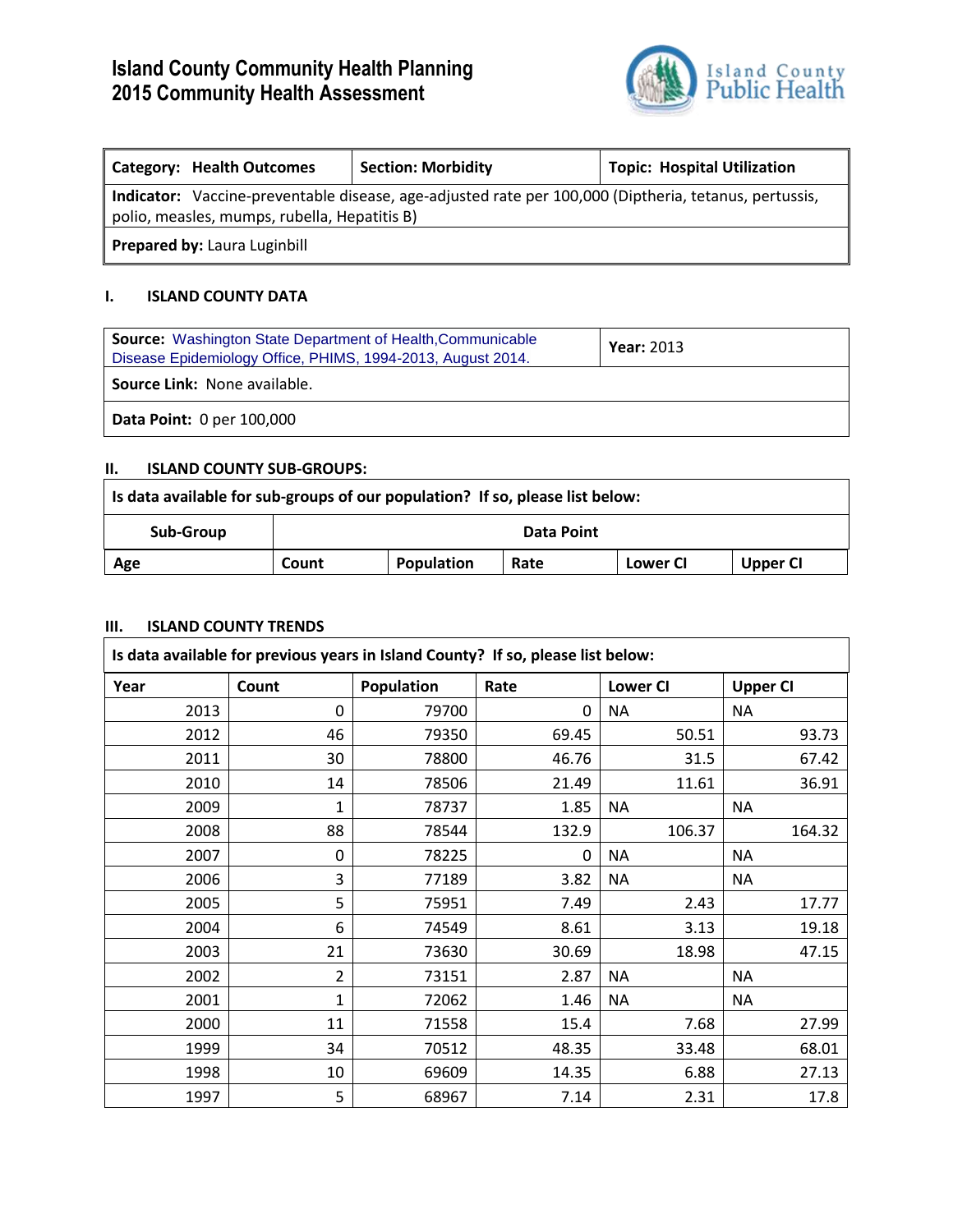# Island County Community Health Planning
# 2015 Community Health Assessment

| **Category: Health Outcomes** | **Section: Morbidity** | **Topic: Hospital Utilization** |
|---|---|---|
| **Indicator:** Vaccine-preventable disease, age-adjusted rate per 100,000 (Diptheria, tetanus, pertussis, polio, measles, mumps, rubella, Hepatitis B) | | |
| **Prepared by:** Laura Luginbill | | |

## I. ISLAND COUNTY DATA

| **Source:** Washington State Department of Health, Communicable Disease Epidemiology Office, PHIMS, 1994-2013, August 2014. | **Year:** 2013 |
|---|---|
| **Source Link:** None available. | |
| **Data Point:** 0 per 100,000 | |

## II. ISLAND COUNTY SUB-GROUPS:

**Is data available for sub-groups of our population? If so, please list below:**

| **Sub-Group** | **Data Point** | | | | |
|---|---|---|---|---|---|
| **Age** | **Count** | **Population** | **Rate** | **Lower CI** | **Upper CI** |

## III. ISLAND COUNTY TRENDS

**Is data available for previous years in Island County? If so, please list below:**

| Year | Count | Population | Rate | Lower CI | Upper CI |
|---|---|---|---|---|---|
| 2013 | 0 | 79700 | 0 | NA | NA |
| 2012 | 46 | 79350 | 69.45 | 50.51 | 93.73 |
| 2011 | 30 | 78800 | 46.76 | 31.5 | 67.42 |
| 2010 | 14 | 78506 | 21.49 | 11.61 | 36.91 |
| 2009 | 1 | 78737 | 1.85 | NA | NA |
| 2008 | 88 | 78544 | 132.9 | 106.37 | 164.32 |
| 2007 | 0 | 78225 | 0 | NA | NA |
| 2006 | 3 | 77189 | 3.82 | NA | NA |
| 2005 | 5 | 75951 | 7.49 | 2.43 | 17.77 |
| 2004 | 6 | 74549 | 8.61 | 3.13 | 19.18 |
| 2003 | 21 | 73630 | 30.69 | 18.98 | 47.15 |
| 2002 | 2 | 73151 | 2.87 | NA | NA |
| 2001 | 1 | 72062 | 1.46 | NA | NA |
| 2000 | 11 | 71558 | 15.4 | 7.68 | 27.99 |
| 1999 | 34 | 70512 | 48.35 | 33.48 | 68.01 |
| 1998 | 10 | 69609 | 14.35 | 6.88 | 27.13 |
| 1997 | 5 | 68967 | 7.14 | 2.31 | 17.8 |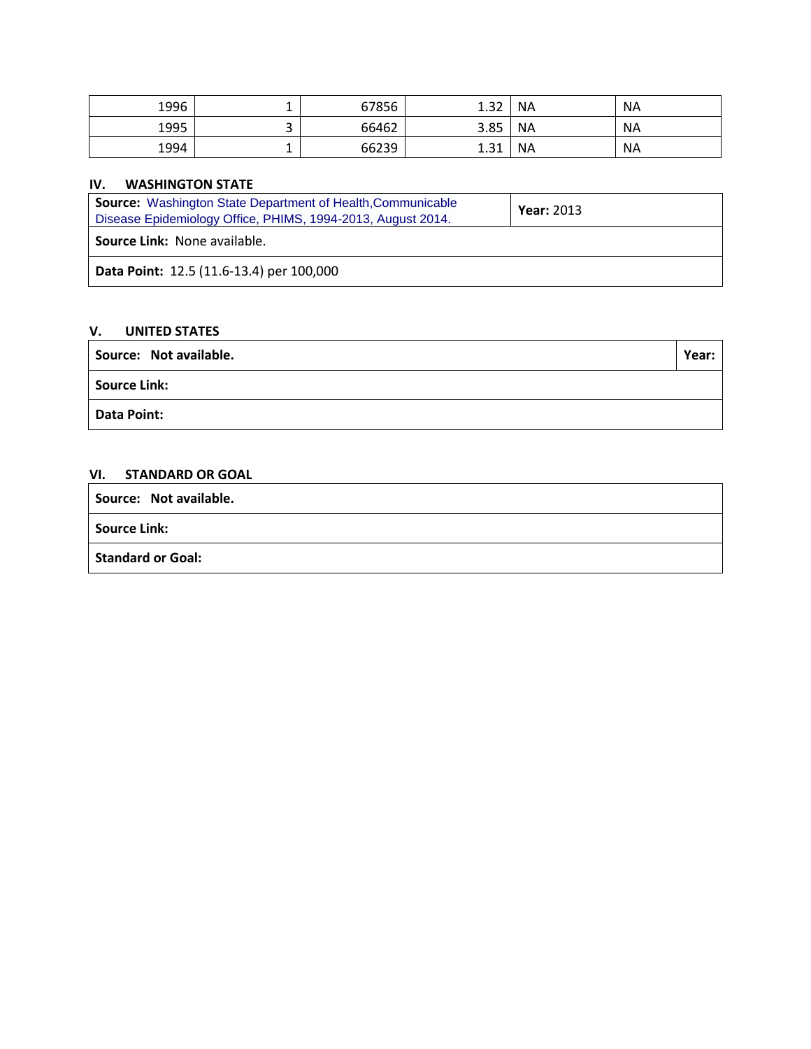| | | | | | |
|---|---|---|---|---|---|
| 1996 | 1 | 67856 | 1.32 | NA | NA |
| 1995 | 3 | 66462 | 3.85 | NA | NA |
| 1994 | 1 | 66239 | 1.31 | NA | NA |

## IV. WASHINGTON STATE

| | |
|---|---|
| **Source:** Washington State Department of Health,Communicable Disease Epidemiology Office, PHIMS, 1994-2013, August 2014. | **Year:** 2013 |
| **Source Link:** None available. | |
| **Data Point:** 12.5 (11.6-13.4) per 100,000 | |

## V. UNITED STATES

| | |
|---|---|
| **Source: Not available.** | **Year:** |
| **Source Link:** | |
| **Data Point:** | |

## VI. STANDARD OR GOAL

| |
|---|
| **Source: Not available.** |
| **Source Link:** |
| **Standard or Goal:** |